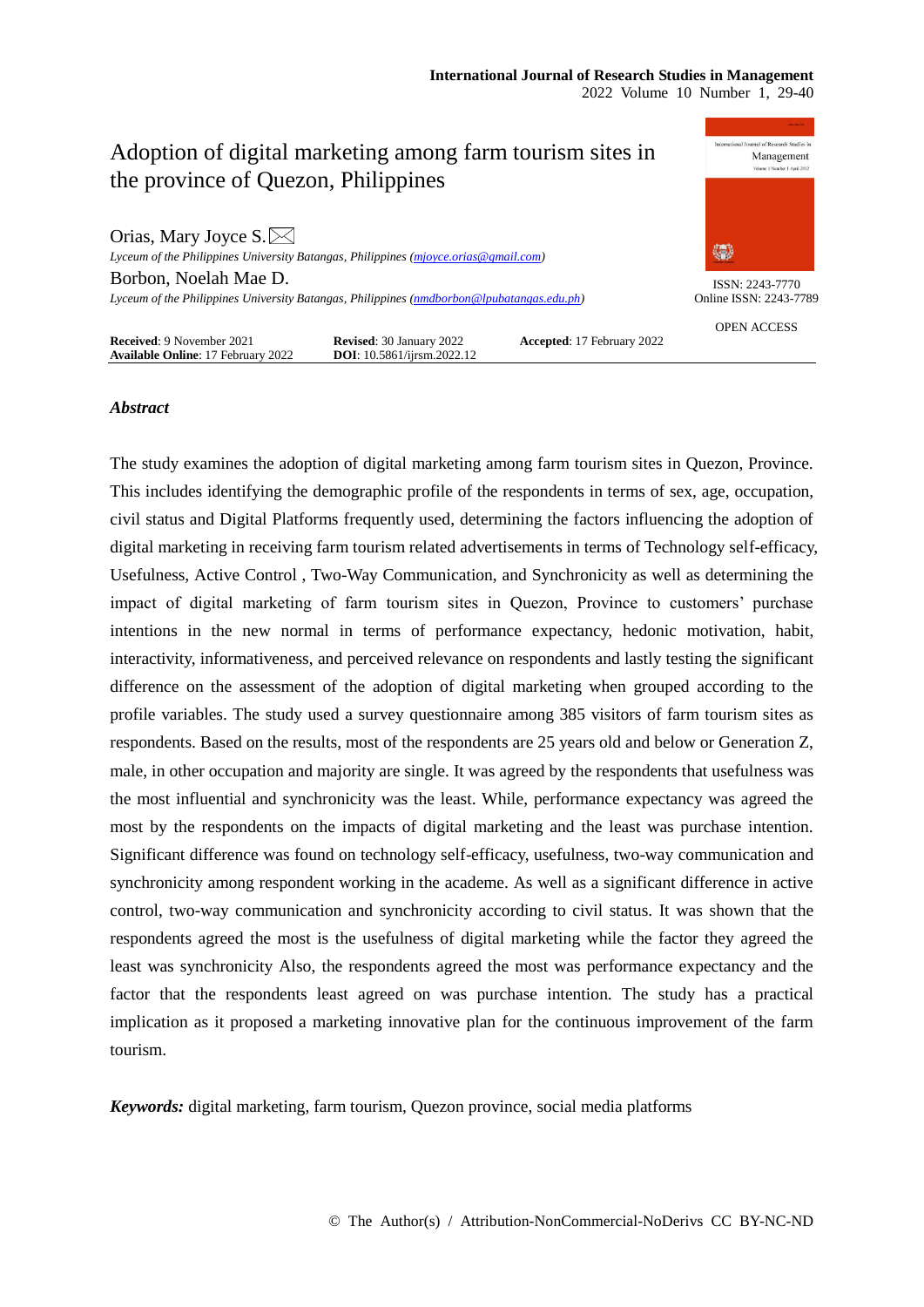# Adoption of digital marketing among farm tourism sites in the province of Quezon, Philippines

Orias, Mary Joyce S. ✉

*Lyceum of the Philippines University Batangas, Philippines (mjoyce.orias@gmail.com)*

Borbon, Noelah Mae D.

*Lyceum of the Philippines University Batangas, Philippines (nmdborbon@lpubatangas.edu.ph)*

ISSN: 2243-7770
Online ISSN: 2243-7789

OPEN ACCESS

**Received**: 9 November 2021 **Revised**: 30 January 2022 **Accepted**: 17 February 2022
**Available Online**: 17 February 2022 **DOI**: 10.5861/ijrsm.2022.12

### *Abstract*

The study examines the adoption of digital marketing among farm tourism sites in Quezon, Province. This includes identifying the demographic profile of the respondents in terms of sex, age, occupation, civil status and Digital Platforms frequently used, determining the factors influencing the adoption of digital marketing in receiving farm tourism related advertisements in terms of Technology self-efficacy, Usefulness, Active Control , Two-Way Communication, and Synchronicity as well as determining the impact of digital marketing of farm tourism sites in Quezon, Province to customers' purchase intentions in the new normal in terms of performance expectancy, hedonic motivation, habit, interactivity, informativeness, and perceived relevance on respondents and lastly testing the significant difference on the assessment of the adoption of digital marketing when grouped according to the profile variables. The study used a survey questionnaire among 385 visitors of farm tourism sites as respondents. Based on the results, most of the respondents are 25 years old and below or Generation Z, male, in other occupation and majority are single. It was agreed by the respondents that usefulness was the most influential and synchronicity was the least. While, performance expectancy was agreed the most by the respondents on the impacts of digital marketing and the least was purchase intention. Significant difference was found on technology self-efficacy, usefulness, two-way communication and synchronicity among respondent working in the academe. As well as a significant difference in active control, two-way communication and synchronicity according to civil status. It was shown that the respondents agreed the most is the usefulness of digital marketing while the factor they agreed the least was synchronicity Also, the respondents agreed the most was performance expectancy and the factor that the respondents least agreed on was purchase intention. The study has a practical implication as it proposed a marketing innovative plan for the continuous improvement of the farm tourism.

***Keywords:*** digital marketing, farm tourism, Quezon province, social media platforms

© The Author(s) / Attribution-NonCommercial-NoDerivs CC BY-NC-ND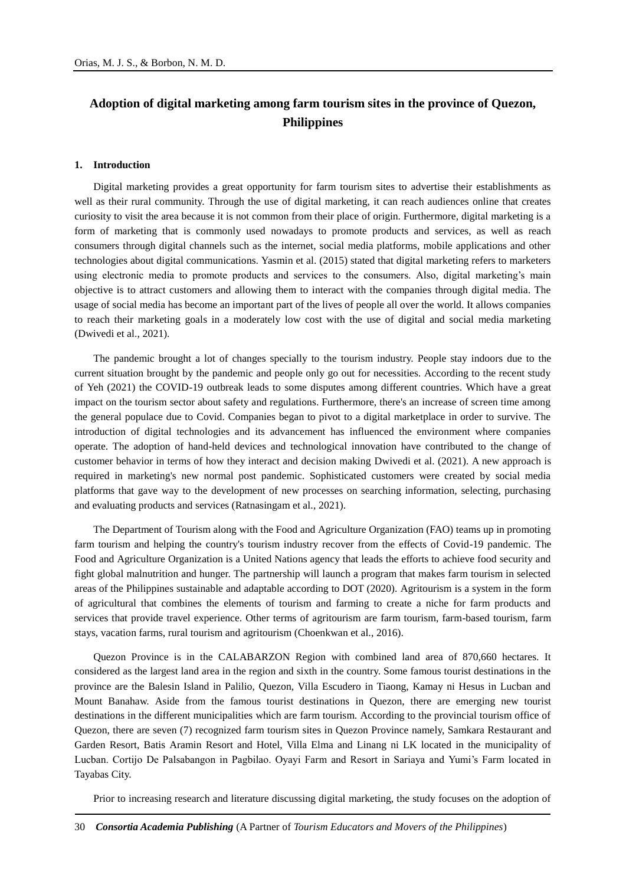# Adoption of digital marketing among farm tourism sites in the province of Quezon, Philippines

## 1. Introduction

Digital marketing provides a great opportunity for farm tourism sites to advertise their establishments as well as their rural community. Through the use of digital marketing, it can reach audiences online that creates curiosity to visit the area because it is not common from their place of origin. Furthermore, digital marketing is a form of marketing that is commonly used nowadays to promote products and services, as well as reach consumers through digital channels such as the internet, social media platforms, mobile applications and other technologies about digital communications. Yasmin et al. (2015) stated that digital marketing refers to marketers using electronic media to promote products and services to the consumers. Also, digital marketing's main objective is to attract customers and allowing them to interact with the companies through digital media. The usage of social media has become an important part of the lives of people all over the world. It allows companies to reach their marketing goals in a moderately low cost with the use of digital and social media marketing (Dwivedi et al., 2021).

The pandemic brought a lot of changes specially to the tourism industry. People stay indoors due to the current situation brought by the pandemic and people only go out for necessities. According to the recent study of Yeh (2021) the COVID-19 outbreak leads to some disputes among different countries. Which have a great impact on the tourism sector about safety and regulations. Furthermore, there's an increase of screen time among the general populace due to Covid. Companies began to pivot to a digital marketplace in order to survive. The introduction of digital technologies and its advancement has influenced the environment where companies operate. The adoption of hand-held devices and technological innovation have contributed to the change of customer behavior in terms of how they interact and decision making Dwivedi et al. (2021). A new approach is required in marketing's new normal post pandemic. Sophisticated customers were created by social media platforms that gave way to the development of new processes on searching information, selecting, purchasing and evaluating products and services (Ratnasingam et al., 2021).

The Department of Tourism along with the Food and Agriculture Organization (FAO) teams up in promoting farm tourism and helping the country's tourism industry recover from the effects of Covid-19 pandemic. The Food and Agriculture Organization is a United Nations agency that leads the efforts to achieve food security and fight global malnutrition and hunger. The partnership will launch a program that makes farm tourism in selected areas of the Philippines sustainable and adaptable according to DOT (2020). Agritourism is a system in the form of agricultural that combines the elements of tourism and farming to create a niche for farm products and services that provide travel experience. Other terms of agritourism are farm tourism, farm-based tourism, farm stays, vacation farms, rural tourism and agritourism (Choenkwan et al., 2016).

Quezon Province is in the CALABARZON Region with combined land area of 870,660 hectares. It considered as the largest land area in the region and sixth in the country. Some famous tourist destinations in the province are the Balesin Island in Palilio, Quezon, Villa Escudero in Tiaong, Kamay ni Hesus in Lucban and Mount Banahaw. Aside from the famous tourist destinations in Quezon, there are emerging new tourist destinations in the different municipalities which are farm tourism. According to the provincial tourism office of Quezon, there are seven (7) recognized farm tourism sites in Quezon Province namely, Samkara Restaurant and Garden Resort, Batis Aramin Resort and Hotel, Villa Elma and Linang ni LK located in the municipality of Lucban. Cortijo De Palsabangon in Pagbilao. Oyayi Farm and Resort in Sariaya and Yumi's Farm located in Tayabas City.

Prior to increasing research and literature discussing digital marketing, the study focuses on the adoption of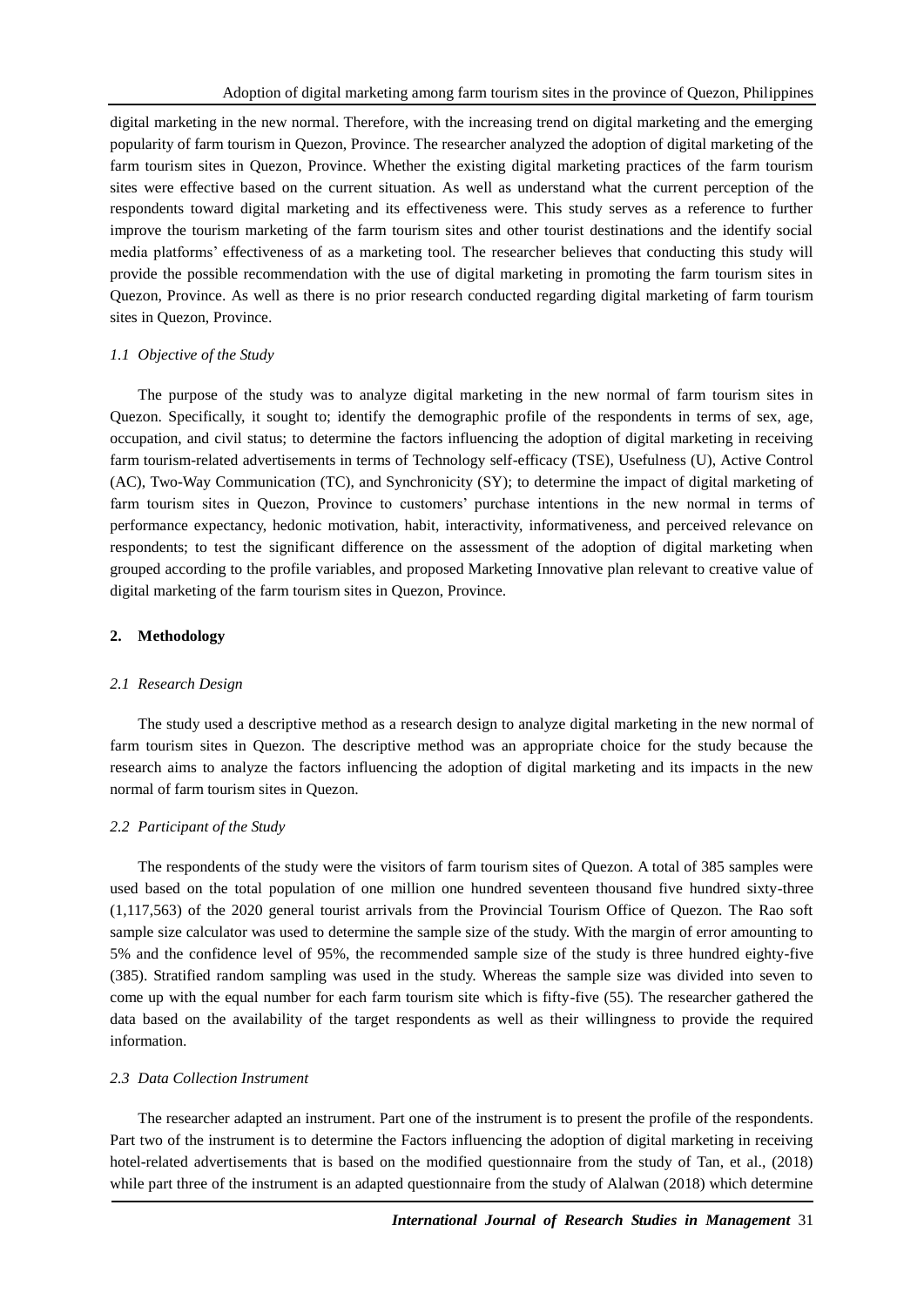digital marketing in the new normal. Therefore, with the increasing trend on digital marketing and the emerging popularity of farm tourism in Quezon, Province. The researcher analyzed the adoption of digital marketing of the farm tourism sites in Quezon, Province. Whether the existing digital marketing practices of the farm tourism sites were effective based on the current situation. As well as understand what the current perception of the respondents toward digital marketing and its effectiveness were. This study serves as a reference to further improve the tourism marketing of the farm tourism sites and other tourist destinations and the identify social media platforms' effectiveness of as a marketing tool. The researcher believes that conducting this study will provide the possible recommendation with the use of digital marketing in promoting the farm tourism sites in Quezon, Province. As well as there is no prior research conducted regarding digital marketing of farm tourism sites in Quezon, Province.

### *1.1 Objective of the Study*

The purpose of the study was to analyze digital marketing in the new normal of farm tourism sites in Quezon. Specifically, it sought to; identify the demographic profile of the respondents in terms of sex, age, occupation, and civil status; to determine the factors influencing the adoption of digital marketing in receiving farm tourism-related advertisements in terms of Technology self-efficacy (TSE), Usefulness (U), Active Control (AC), Two-Way Communication (TC), and Synchronicity (SY); to determine the impact of digital marketing of farm tourism sites in Quezon, Province to customers' purchase intentions in the new normal in terms of performance expectancy, hedonic motivation, habit, interactivity, informativeness, and perceived relevance on respondents; to test the significant difference on the assessment of the adoption of digital marketing when grouped according to the profile variables, and proposed Marketing Innovative plan relevant to creative value of digital marketing of the farm tourism sites in Quezon, Province.

## **2. Methodology**

### *2.1 Research Design*

The study used a descriptive method as a research design to analyze digital marketing in the new normal of farm tourism sites in Quezon. The descriptive method was an appropriate choice for the study because the research aims to analyze the factors influencing the adoption of digital marketing and its impacts in the new normal of farm tourism sites in Quezon.

### *2.2 Participant of the Study*

The respondents of the study were the visitors of farm tourism sites of Quezon. A total of 385 samples were used based on the total population of one million one hundred seventeen thousand five hundred sixty-three (1,117,563) of the 2020 general tourist arrivals from the Provincial Tourism Office of Quezon. The Rao soft sample size calculator was used to determine the sample size of the study. With the margin of error amounting to 5% and the confidence level of 95%, the recommended sample size of the study is three hundred eighty-five (385). Stratified random sampling was used in the study. Whereas the sample size was divided into seven to come up with the equal number for each farm tourism site which is fifty-five (55). The researcher gathered the data based on the availability of the target respondents as well as their willingness to provide the required information.

### *2.3 Data Collection Instrument*

The researcher adapted an instrument. Part one of the instrument is to present the profile of the respondents. Part two of the instrument is to determine the Factors influencing the adoption of digital marketing in receiving hotel-related advertisements that is based on the modified questionnaire from the study of Tan, et al., (2018) while part three of the instrument is an adapted questionnaire from the study of Alalwan (2018) which determine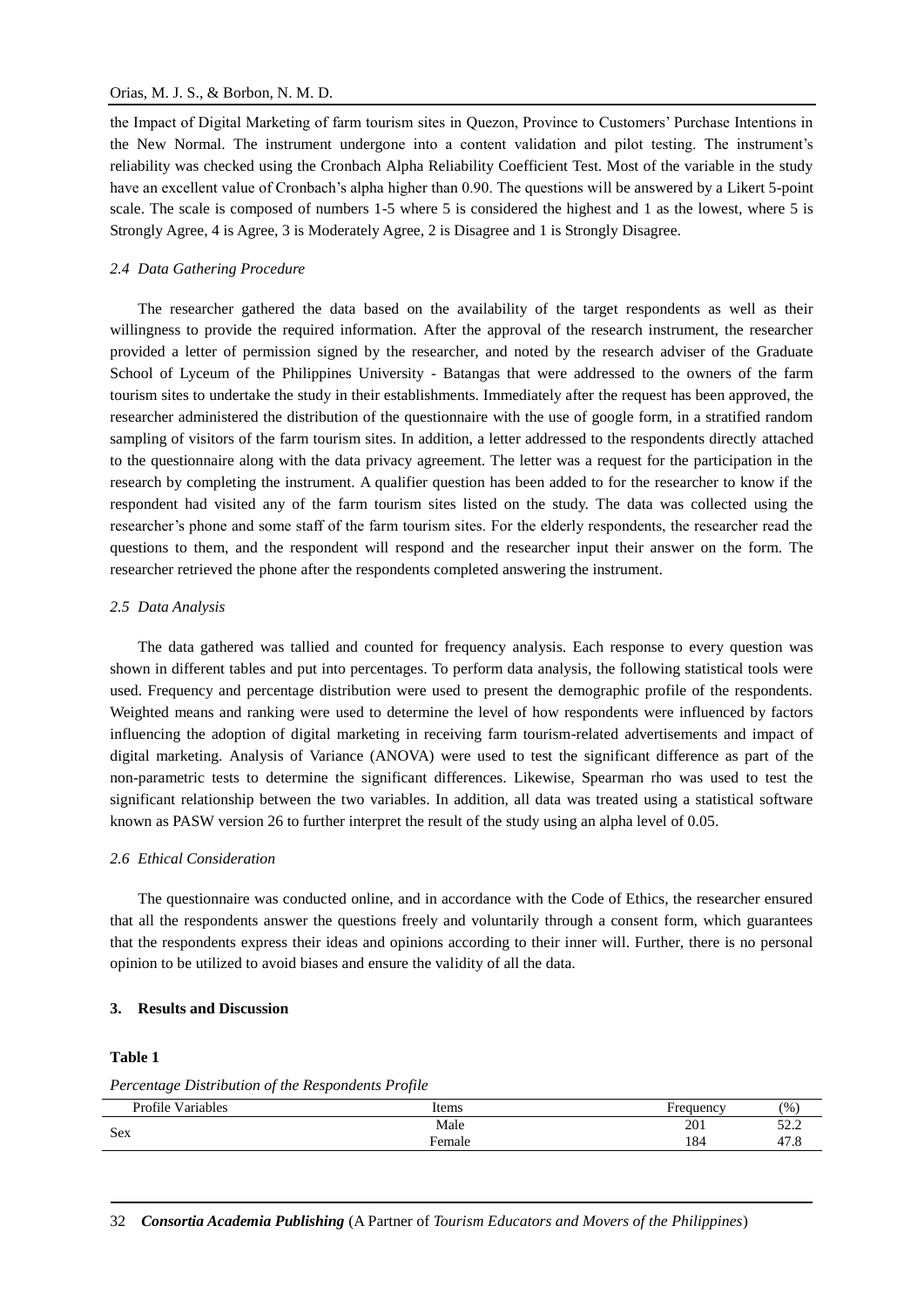the Impact of Digital Marketing of farm tourism sites in Quezon, Province to Customers' Purchase Intentions in the New Normal. The instrument undergone into a content validation and pilot testing. The instrument's reliability was checked using the Cronbach Alpha Reliability Coefficient Test. Most of the variable in the study have an excellent value of Cronbach's alpha higher than 0.90. The questions will be answered by a Likert 5-point scale. The scale is composed of numbers 1-5 where 5 is considered the highest and 1 as the lowest, where 5 is Strongly Agree, 4 is Agree, 3 is Moderately Agree, 2 is Disagree and 1 is Strongly Disagree.

### *2.4 Data Gathering Procedure*

The researcher gathered the data based on the availability of the target respondents as well as their willingness to provide the required information. After the approval of the research instrument, the researcher provided a letter of permission signed by the researcher, and noted by the research adviser of the Graduate School of Lyceum of the Philippines University - Batangas that were addressed to the owners of the farm tourism sites to undertake the study in their establishments. Immediately after the request has been approved, the researcher administered the distribution of the questionnaire with the use of google form, in a stratified random sampling of visitors of the farm tourism sites. In addition, a letter addressed to the respondents directly attached to the questionnaire along with the data privacy agreement. The letter was a request for the participation in the research by completing the instrument. A qualifier question has been added to for the researcher to know if the respondent had visited any of the farm tourism sites listed on the study. The data was collected using the researcher's phone and some staff of the farm tourism sites. For the elderly respondents, the researcher read the questions to them, and the respondent will respond and the researcher input their answer on the form. The researcher retrieved the phone after the respondents completed answering the instrument.

### *2.5 Data Analysis*

The data gathered was tallied and counted for frequency analysis. Each response to every question was shown in different tables and put into percentages. To perform data analysis, the following statistical tools were used. Frequency and percentage distribution were used to present the demographic profile of the respondents. Weighted means and ranking were used to determine the level of how respondents were influenced by factors influencing the adoption of digital marketing in receiving farm tourism-related advertisements and impact of digital marketing. Analysis of Variance (ANOVA) were used to test the significant difference as part of the non-parametric tests to determine the significant differences. Likewise, Spearman rho was used to test the significant relationship between the two variables. In addition, all data was treated using a statistical software known as PASW version 26 to further interpret the result of the study using an alpha level of 0.05.

### *2.6 Ethical Consideration*

The questionnaire was conducted online, and in accordance with the Code of Ethics, the researcher ensured that all the respondents answer the questions freely and voluntarily through a consent form, which guarantees that the respondents express their ideas and opinions according to their inner will. Further, there is no personal opinion to be utilized to avoid biases and ensure the validity of all the data.

## 3. Results and Discussion

**Table 1**

*Percentage Distribution of the Respondents Profile*

| Profile Variables | Items | Frequency | (%) |
|---|---|---|---|
| Sex | Male | 201 | 52.2 |
| | Female | 184 | 47.8 |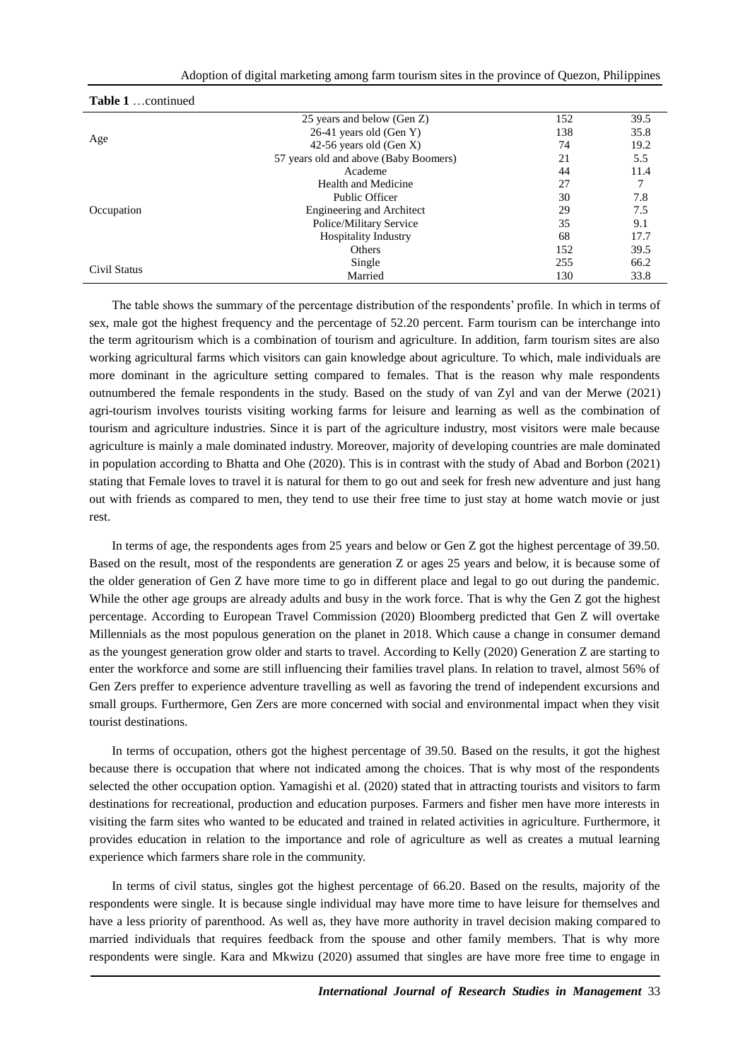**Table 1** …continued

| | | | |
|---|---|---|---|
| Age | 25 years and below (Gen Z) | 152 | 39.5 |
| | 26-41 years old (Gen Y) | 138 | 35.8 |
| | 42-56 years old (Gen X) | 74 | 19.2 |
| | 57 years old and above (Baby Boomers) | 21 | 5.5 |
| Occupation | Academe | 44 | 11.4 |
| | Health and Medicine | 27 | 7 |
| | Public Officer | 30 | 7.8 |
| | Engineering and Architect | 29 | 7.5 |
| | Police/Military Service | 35 | 9.1 |
| | Hospitality Industry | 68 | 17.7 |
| | Others | 152 | 39.5 |
| Civil Status | Single | 255 | 66.2 |
| | Married | 130 | 33.8 |

The table shows the summary of the percentage distribution of the respondents' profile. In which in terms of sex, male got the highest frequency and the percentage of 52.20 percent. Farm tourism can be interchange into the term agritourism which is a combination of tourism and agriculture. In addition, farm tourism sites are also working agricultural farms which visitors can gain knowledge about agriculture. To which, male individuals are more dominant in the agriculture setting compared to females. That is the reason why male respondents outnumbered the female respondents in the study. Based on the study of van Zyl and van der Merwe (2021) agri-tourism involves tourists visiting working farms for leisure and learning as well as the combination of tourism and agriculture industries. Since it is part of the agriculture industry, most visitors were male because agriculture is mainly a male dominated industry. Moreover, majority of developing countries are male dominated in population according to Bhatta and Ohe (2020). This is in contrast with the study of Abad and Borbon (2021) stating that Female loves to travel it is natural for them to go out and seek for fresh new adventure and just hang out with friends as compared to men, they tend to use their free time to just stay at home watch movie or just rest.

In terms of age, the respondents ages from 25 years and below or Gen Z got the highest percentage of 39.50. Based on the result, most of the respondents are generation Z or ages 25 years and below, it is because some of the older generation of Gen Z have more time to go in different place and legal to go out during the pandemic. While the other age groups are already adults and busy in the work force. That is why the Gen Z got the highest percentage. According to European Travel Commission (2020) Bloomberg predicted that Gen Z will overtake Millennials as the most populous generation on the planet in 2018. Which cause a change in consumer demand as the youngest generation grow older and starts to travel. According to Kelly (2020) Generation Z are starting to enter the workforce and some are still influencing their families travel plans. In relation to travel, almost 56% of Gen Zers preffer to experience adventure travelling as well as favoring the trend of independent excursions and small groups. Furthermore, Gen Zers are more concerned with social and environmental impact when they visit tourist destinations.

In terms of occupation, others got the highest percentage of 39.50. Based on the results, it got the highest because there is occupation that where not indicated among the choices. That is why most of the respondents selected the other occupation option. Yamagishi et al. (2020) stated that in attracting tourists and visitors to farm destinations for recreational, production and education purposes. Farmers and fisher men have more interests in visiting the farm sites who wanted to be educated and trained in related activities in agriculture. Furthermore, it provides education in relation to the importance and role of agriculture as well as creates a mutual learning experience which farmers share role in the community.

In terms of civil status, singles got the highest percentage of 66.20. Based on the results, majority of the respondents were single. It is because single individual may have more time to have leisure for themselves and have a less priority of parenthood. As well as, they have more authority in travel decision making compared to married individuals that requires feedback from the spouse and other family members. That is why more respondents were single. Kara and Mkwizu (2020) assumed that singles are have more free time to engage in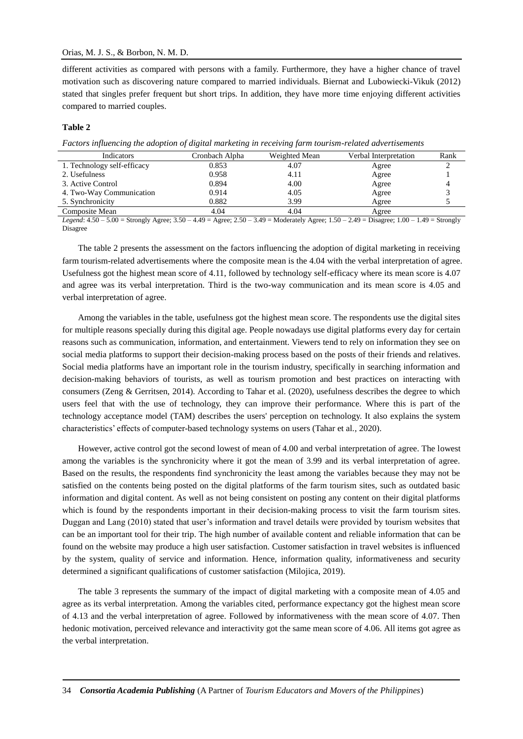different activities as compared with persons with a family. Furthermore, they have a higher chance of travel motivation such as discovering nature compared to married individuals. Biernat and Lubowiecki-Vikuk (2012) stated that singles prefer frequent but short trips. In addition, they have more time enjoying different activities compared to married couples.

**Table 2**

*Factors influencing the adoption of digital marketing in receiving farm tourism-related advertisements*

| Indicators | Cronbach Alpha | Weighted Mean | Verbal Interpretation | Rank |
|---|---|---|---|---|
| 1. Technology self-efficacy | 0.853 | 4.07 | Agree | 2 |
| 2. Usefulness | 0.958 | 4.11 | Agree | 1 |
| 3. Active Control | 0.894 | 4.00 | Agree | 4 |
| 4. Two-Way Communication | 0.914 | 4.05 | Agree | 3 |
| 5. Synchronicity | 0.882 | 3.99 | Agree | 5 |
| Composite Mean | 4.04 | 4.04 | Agree | |

*Legend*: 4.50 – 5.00 = Strongly Agree; 3.50 – 4.49 = Agree; 2.50 – 3.49 = Moderately Agree; 1.50 – 2.49 = Disagree; 1.00 – 1.49 = Strongly Disagree

The table 2 presents the assessment on the factors influencing the adoption of digital marketing in receiving farm tourism-related advertisements where the composite mean is the 4.04 with the verbal interpretation of agree. Usefulness got the highest mean score of 4.11, followed by technology self-efficacy where its mean score is 4.07 and agree was its verbal interpretation. Third is the two-way communication and its mean score is 4.05 and verbal interpretation of agree.

Among the variables in the table, usefulness got the highest mean score. The respondents use the digital sites for multiple reasons specially during this digital age. People nowadays use digital platforms every day for certain reasons such as communication, information, and entertainment. Viewers tend to rely on information they see on social media platforms to support their decision-making process based on the posts of their friends and relatives. Social media platforms have an important role in the tourism industry, specifically in searching information and decision-making behaviors of tourists, as well as tourism promotion and best practices on interacting with consumers (Zeng & Gerritsen, 2014). According to Tahar et al. (2020), usefulness describes the degree to which users feel that with the use of technology, they can improve their performance. Where this is part of the technology acceptance model (TAM) describes the users' perception on technology. It also explains the system characteristics' effects of computer-based technology systems on users (Tahar et al., 2020).

However, active control got the second lowest of mean of 4.00 and verbal interpretation of agree. The lowest among the variables is the synchronicity where it got the mean of 3.99 and its verbal interpretation of agree. Based on the results, the respondents find synchronicity the least among the variables because they may not be satisfied on the contents being posted on the digital platforms of the farm tourism sites, such as outdated basic information and digital content. As well as not being consistent on posting any content on their digital platforms which is found by the respondents important in their decision-making process to visit the farm tourism sites. Duggan and Lang (2010) stated that user's information and travel details were provided by tourism websites that can be an important tool for their trip. The high number of available content and reliable information that can be found on the website may produce a high user satisfaction. Customer satisfaction in travel websites is influenced by the system, quality of service and information. Hence, information quality, informativeness and security determined a significant qualifications of customer satisfaction (Milojica, 2019).

The table 3 represents the summary of the impact of digital marketing with a composite mean of 4.05 and agree as its verbal interpretation. Among the variables cited, performance expectancy got the highest mean score of 4.13 and the verbal interpretation of agree. Followed by informativeness with the mean score of 4.07. Then hedonic motivation, perceived relevance and interactivity got the same mean score of 4.06. All items got agree as the verbal interpretation.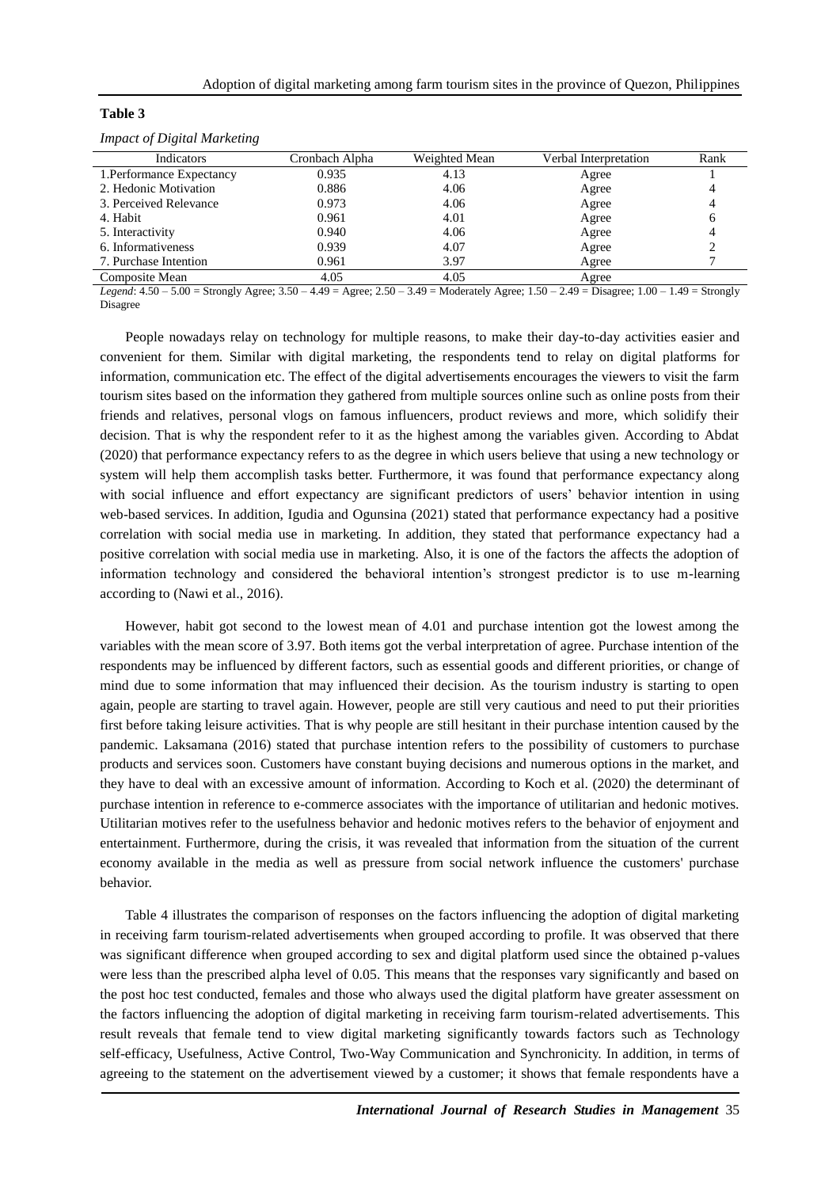**Table 3**

*Impact of Digital Marketing*

| Indicators | Cronbach Alpha | Weighted Mean | Verbal Interpretation | Rank |
|---|---|---|---|---|
| 1.Performance Expectancy | 0.935 | 4.13 | Agree | 1 |
| 2. Hedonic Motivation | 0.886 | 4.06 | Agree | 4 |
| 3. Perceived Relevance | 0.973 | 4.06 | Agree | 4 |
| 4. Habit | 0.961 | 4.01 | Agree | 6 |
| 5. Interactivity | 0.940 | 4.06 | Agree | 4 |
| 6. Informativeness | 0.939 | 4.07 | Agree | 2 |
| 7. Purchase Intention | 0.961 | 3.97 | Agree | 7 |
| Composite Mean | 4.05 | 4.05 | Agree | |

*Legend*: 4.50 – 5.00 = Strongly Agree; 3.50 – 4.49 = Agree; 2.50 – 3.49 = Moderately Agree; 1.50 – 2.49 = Disagree; 1.00 – 1.49 = Strongly Disagree

People nowadays relay on technology for multiple reasons, to make their day-to-day activities easier and convenient for them. Similar with digital marketing, the respondents tend to relay on digital platforms for information, communication etc. The effect of the digital advertisements encourages the viewers to visit the farm tourism sites based on the information they gathered from multiple sources online such as online posts from their friends and relatives, personal vlogs on famous influencers, product reviews and more, which solidify their decision. That is why the respondent refer to it as the highest among the variables given. According to Abdat (2020) that performance expectancy refers to as the degree in which users believe that using a new technology or system will help them accomplish tasks better. Furthermore, it was found that performance expectancy along with social influence and effort expectancy are significant predictors of users' behavior intention in using web-based services. In addition, Igudia and Ogunsina (2021) stated that performance expectancy had a positive correlation with social media use in marketing. In addition, they stated that performance expectancy had a positive correlation with social media use in marketing. Also, it is one of the factors the affects the adoption of information technology and considered the behavioral intention's strongest predictor is to use m-learning according to (Nawi et al., 2016).

However, habit got second to the lowest mean of 4.01 and purchase intention got the lowest among the variables with the mean score of 3.97. Both items got the verbal interpretation of agree. Purchase intention of the respondents may be influenced by different factors, such as essential goods and different priorities, or change of mind due to some information that may influenced their decision. As the tourism industry is starting to open again, people are starting to travel again. However, people are still very cautious and need to put their priorities first before taking leisure activities. That is why people are still hesitant in their purchase intention caused by the pandemic. Laksamana (2016) stated that purchase intention refers to the possibility of customers to purchase products and services soon. Customers have constant buying decisions and numerous options in the market, and they have to deal with an excessive amount of information. According to Koch et al. (2020) the determinant of purchase intention in reference to e-commerce associates with the importance of utilitarian and hedonic motives. Utilitarian motives refer to the usefulness behavior and hedonic motives refers to the behavior of enjoyment and entertainment. Furthermore, during the crisis, it was revealed that information from the situation of the current economy available in the media as well as pressure from social network influence the customers' purchase behavior.

Table 4 illustrates the comparison of responses on the factors influencing the adoption of digital marketing in receiving farm tourism-related advertisements when grouped according to profile. It was observed that there was significant difference when grouped according to sex and digital platform used since the obtained p-values were less than the prescribed alpha level of 0.05. This means that the responses vary significantly and based on the post hoc test conducted, females and those who always used the digital platform have greater assessment on the factors influencing the adoption of digital marketing in receiving farm tourism-related advertisements. This result reveals that female tend to view digital marketing significantly towards factors such as Technology self-efficacy, Usefulness, Active Control, Two-Way Communication and Synchronicity. In addition, in terms of agreeing to the statement on the advertisement viewed by a customer; it shows that female respondents have a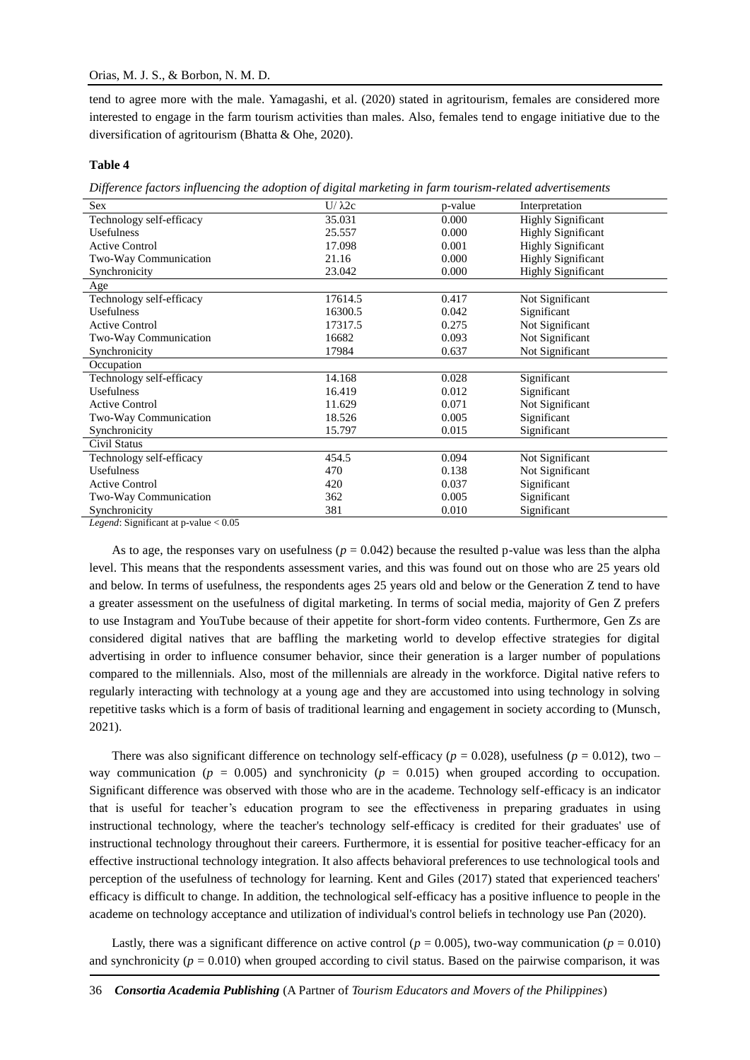tend to agree more with the male. Yamagashi, et al. (2020) stated in agritourism, females are considered more interested to engage in the farm tourism activities than males. Also, females tend to engage initiative due to the diversification of agritourism (Bhatta & Ohe, 2020).

**Table 4**

*Difference factors influencing the adoption of digital marketing in farm tourism-related advertisements*

| Sex | U/ $\lambda$2c | p-value | Interpretation |
|---|---|---|---|
| Technology self-efficacy | 35.031 | 0.000 | Highly Significant |
| Usefulness | 25.557 | 0.000 | Highly Significant |
| Active Control | 17.098 | 0.001 | Highly Significant |
| Two-Way Communication | 21.16 | 0.000 | Highly Significant |
| Synchronicity | 23.042 | 0.000 | Highly Significant |
| Age | | | |
| Technology self-efficacy | 17614.5 | 0.417 | Not Significant |
| Usefulness | 16300.5 | 0.042 | Significant |
| Active Control | 17317.5 | 0.275 | Not Significant |
| Two-Way Communication | 16682 | 0.093 | Not Significant |
| Synchronicity | 17984 | 0.637 | Not Significant |
| Occupation | | | |
| Technology self-efficacy | 14.168 | 0.028 | Significant |
| Usefulness | 16.419 | 0.012 | Significant |
| Active Control | 11.629 | 0.071 | Not Significant |
| Two-Way Communication | 18.526 | 0.005 | Significant |
| Synchronicity | 15.797 | 0.015 | Significant |
| Civil Status | | | |
| Technology self-efficacy | 454.5 | 0.094 | Not Significant |
| Usefulness | 470 | 0.138 | Not Significant |
| Active Control | 420 | 0.037 | Significant |
| Two-Way Communication | 362 | 0.005 | Significant |
| Synchronicity | 381 | 0.010 | Significant |

*Legend*: Significant at p-value < 0.05

As to age, the responses vary on usefulness ($p = 0.042$) because the resulted p-value was less than the alpha level. This means that the respondents assessment varies, and this was found out on those who are 25 years old and below. In terms of usefulness, the respondents ages 25 years old and below or the Generation Z tend to have a greater assessment on the usefulness of digital marketing. In terms of social media, majority of Gen Z prefers to use Instagram and YouTube because of their appetite for short-form video contents. Furthermore, Gen Zs are considered digital natives that are baffling the marketing world to develop effective strategies for digital advertising in order to influence consumer behavior, since their generation is a larger number of populations compared to the millennials. Also, most of the millennials are already in the workforce. Digital native refers to regularly interacting with technology at a young age and they are accustomed into using technology in solving repetitive tasks which is a form of basis of traditional learning and engagement in society according to (Munsch, 2021).

There was also significant difference on technology self-efficacy ($p = 0.028$), usefulness ($p = 0.012$), two – way communication ($p = 0.005$) and synchronicity ($p = 0.015$) when grouped according to occupation. Significant difference was observed with those who are in the academe. Technology self-efficacy is an indicator that is useful for teacher's education program to see the effectiveness in preparing graduates in using instructional technology, where the teacher's technology self-efficacy is credited for their graduates' use of instructional technology throughout their careers. Furthermore, it is essential for positive teacher-efficacy for an effective instructional technology integration. It also affects behavioral preferences to use technological tools and perception of the usefulness of technology for learning. Kent and Giles (2017) stated that experienced teachers' efficacy is difficult to change. In addition, the technological self-efficacy has a positive influence to people in the academe on technology acceptance and utilization of individual's control beliefs in technology use Pan (2020).

Lastly, there was a significant difference on active control ($p = 0.005$), two-way communication ($p = 0.010$) and synchronicity ($p = 0.010$) when grouped according to civil status. Based on the pairwise comparison, it was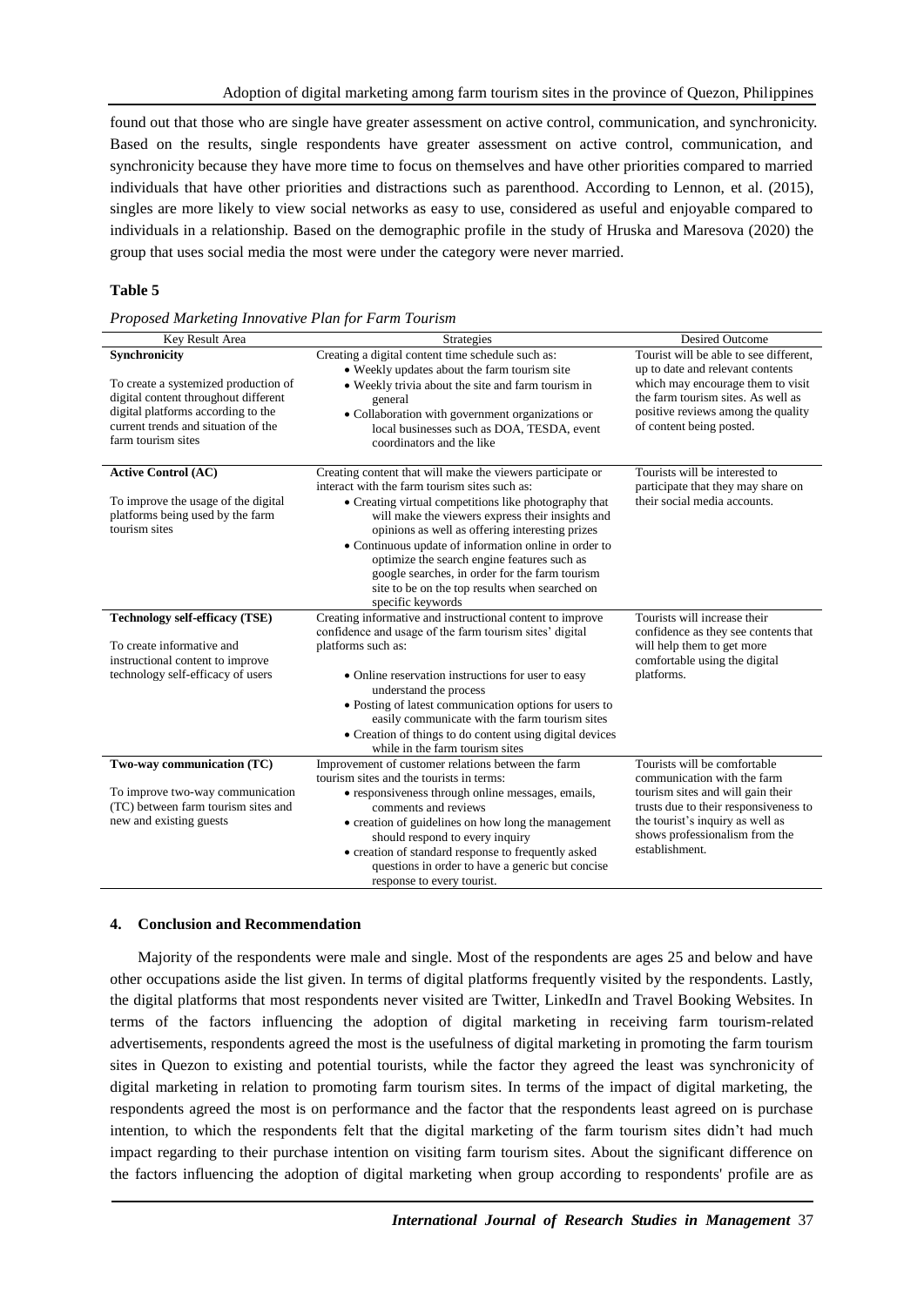found out that those who are single have greater assessment on active control, communication, and synchronicity. Based on the results, single respondents have greater assessment on active control, communication, and synchronicity because they have more time to focus on themselves and have other priorities compared to married individuals that have other priorities and distractions such as parenthood. According to Lennon, et al. (2015), singles are more likely to view social networks as easy to use, considered as useful and enjoyable compared to individuals in a relationship. Based on the demographic profile in the study of Hruska and Maresova (2020) the group that uses social media the most were under the category were never married.

**Table 5**

*Proposed Marketing Innovative Plan for Farm Tourism*

| Key Result Area | Strategies | Desired Outcome |
|---|---|---|
| **Synchronicity**<br><br>To create a systemized production of digital content throughout different digital platforms according to the current trends and situation of the farm tourism sites | Creating a digital content time schedule such as:<br>• Weekly updates about the farm tourism site<br>• Weekly trivia about the site and farm tourism in general<br>• Collaboration with government organizations or local businesses such as DOA, TESDA, event coordinators and the like | Tourist will be able to see different, up to date and relevant contents which may encourage them to visit the farm tourism sites. As well as positive reviews among the quality of content being posted. |
| **Active Control (AC)**<br><br>To improve the usage of the digital platforms being used by the farm tourism sites | Creating content that will make the viewers participate or interact with the farm tourism sites such as:<br>• Creating virtual competitions like photography that will make the viewers express their insights and opinions as well as offering interesting prizes<br>• Continuous update of information online in order to optimize the search engine features such as google searches, in order for the farm tourism site to be on the top results when searched on specific keywords | Tourists will be interested to participate that they may share on their social media accounts. |
| **Technology self-efficacy (TSE)**<br><br>To create informative and instructional content to improve technology self-efficacy of users | Creating informative and instructional content to improve confidence and usage of the farm tourism sites' digital platforms such as:<br><br>• Online reservation instructions for user to easy understand the process<br>• Posting of latest communication options for users to easily communicate with the farm tourism sites<br>• Creation of things to do content using digital devices while in the farm tourism sites | Tourists will increase their confidence as they see contents that will help them to get more comfortable using the digital platforms. |
| **Two-way communication (TC)**<br><br>To improve two-way communication (TC) between farm tourism sites and new and existing guests | Improvement of customer relations between the farm tourism sites and the tourists in terms:<br>• responsiveness through online messages, emails, comments and reviews<br>• creation of guidelines on how long the management should respond to every inquiry<br>• creation of standard response to frequently asked questions in order to have a generic but concise response to every tourist. | Tourists will be comfortable communication with the farm tourism sites and will gain their trusts due to their responsiveness to the tourist's inquiry as well as shows professionalism from the establishment. |

## 4. Conclusion and Recommendation

Majority of the respondents were male and single. Most of the respondents are ages 25 and below and have other occupations aside the list given. In terms of digital platforms frequently visited by the respondents. Lastly, the digital platforms that most respondents never visited are Twitter, LinkedIn and Travel Booking Websites. In terms of the factors influencing the adoption of digital marketing in receiving farm tourism-related advertisements, respondents agreed the most is the usefulness of digital marketing in promoting the farm tourism sites in Quezon to existing and potential tourists, while the factor they agreed the least was synchronicity of digital marketing in relation to promoting farm tourism sites. In terms of the impact of digital marketing, the respondents agreed the most is on performance and the factor that the respondents least agreed on is purchase intention, to which the respondents felt that the digital marketing of the farm tourism sites didn't had much impact regarding to their purchase intention on visiting farm tourism sites. About the significant difference on the factors influencing the adoption of digital marketing when group according to respondents' profile are as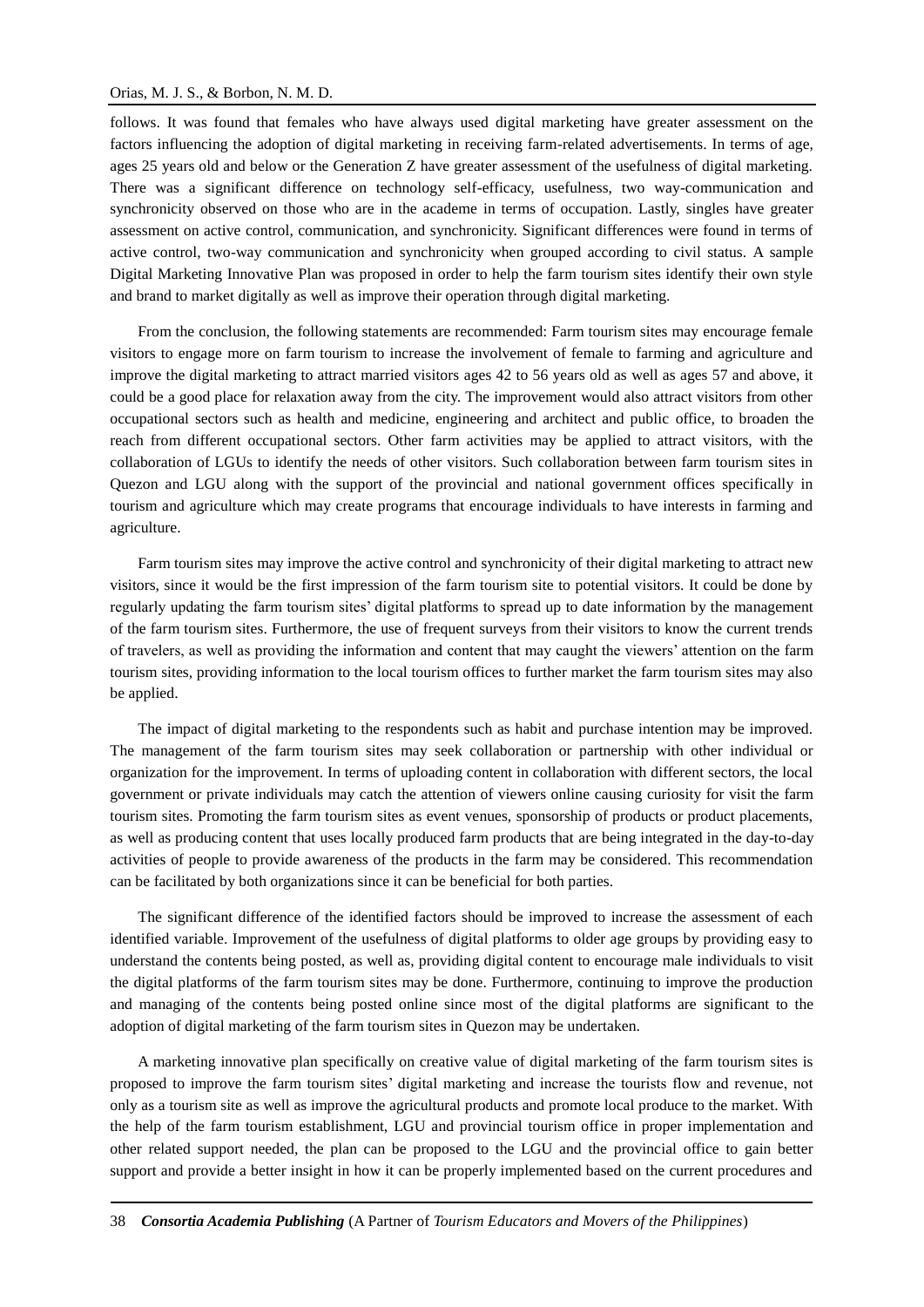follows. It was found that females who have always used digital marketing have greater assessment on the factors influencing the adoption of digital marketing in receiving farm-related advertisements. In terms of age, ages 25 years old and below or the Generation Z have greater assessment of the usefulness of digital marketing. There was a significant difference on technology self-efficacy, usefulness, two way-communication and synchronicity observed on those who are in the academe in terms of occupation. Lastly, singles have greater assessment on active control, communication, and synchronicity. Significant differences were found in terms of active control, two-way communication and synchronicity when grouped according to civil status. A sample Digital Marketing Innovative Plan was proposed in order to help the farm tourism sites identify their own style and brand to market digitally as well as improve their operation through digital marketing.

From the conclusion, the following statements are recommended: Farm tourism sites may encourage female visitors to engage more on farm tourism to increase the involvement of female to farming and agriculture and improve the digital marketing to attract married visitors ages 42 to 56 years old as well as ages 57 and above, it could be a good place for relaxation away from the city. The improvement would also attract visitors from other occupational sectors such as health and medicine, engineering and architect and public office, to broaden the reach from different occupational sectors. Other farm activities may be applied to attract visitors, with the collaboration of LGUs to identify the needs of other visitors. Such collaboration between farm tourism sites in Quezon and LGU along with the support of the provincial and national government offices specifically in tourism and agriculture which may create programs that encourage individuals to have interests in farming and agriculture.

Farm tourism sites may improve the active control and synchronicity of their digital marketing to attract new visitors, since it would be the first impression of the farm tourism site to potential visitors. It could be done by regularly updating the farm tourism sites' digital platforms to spread up to date information by the management of the farm tourism sites. Furthermore, the use of frequent surveys from their visitors to know the current trends of travelers, as well as providing the information and content that may caught the viewers' attention on the farm tourism sites, providing information to the local tourism offices to further market the farm tourism sites may also be applied.

The impact of digital marketing to the respondents such as habit and purchase intention may be improved. The management of the farm tourism sites may seek collaboration or partnership with other individual or organization for the improvement. In terms of uploading content in collaboration with different sectors, the local government or private individuals may catch the attention of viewers online causing curiosity for visit the farm tourism sites. Promoting the farm tourism sites as event venues, sponsorship of products or product placements, as well as producing content that uses locally produced farm products that are being integrated in the day-to-day activities of people to provide awareness of the products in the farm may be considered. This recommendation can be facilitated by both organizations since it can be beneficial for both parties.

The significant difference of the identified factors should be improved to increase the assessment of each identified variable. Improvement of the usefulness of digital platforms to older age groups by providing easy to understand the contents being posted, as well as, providing digital content to encourage male individuals to visit the digital platforms of the farm tourism sites may be done. Furthermore, continuing to improve the production and managing of the contents being posted online since most of the digital platforms are significant to the adoption of digital marketing of the farm tourism sites in Quezon may be undertaken.

A marketing innovative plan specifically on creative value of digital marketing of the farm tourism sites is proposed to improve the farm tourism sites' digital marketing and increase the tourists flow and revenue, not only as a tourism site as well as improve the agricultural products and promote local produce to the market. With the help of the farm tourism establishment, LGU and provincial tourism office in proper implementation and other related support needed, the plan can be proposed to the LGU and the provincial office to gain better support and provide a better insight in how it can be properly implemented based on the current procedures and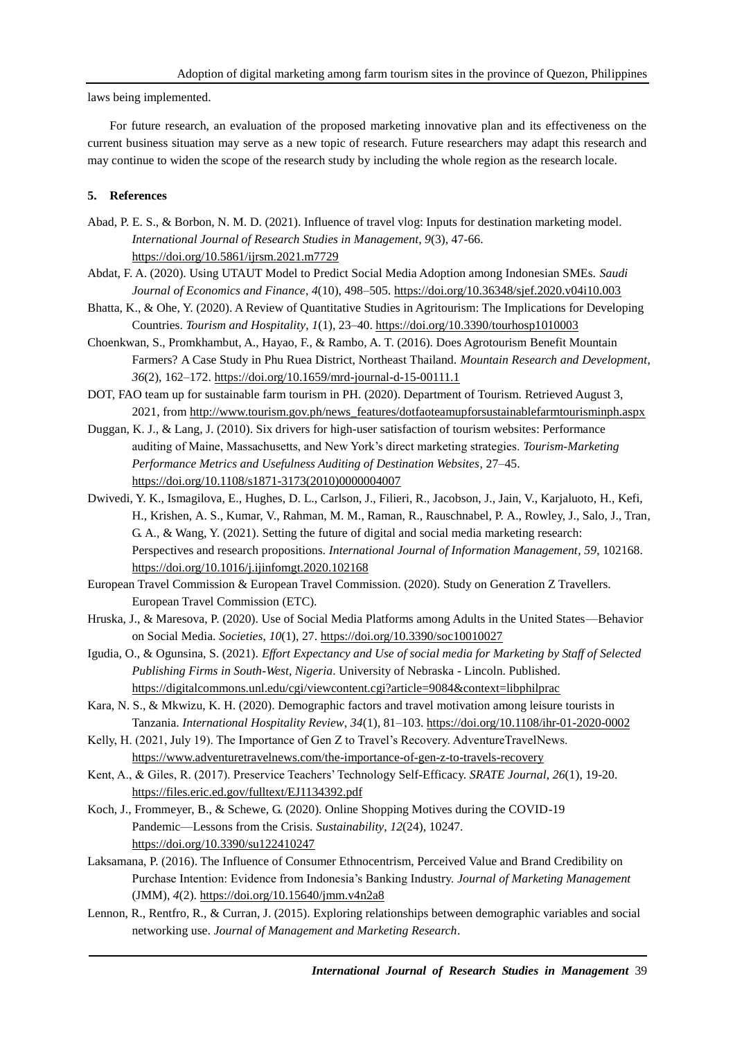laws being implemented.

For future research, an evaluation of the proposed marketing innovative plan and its effectiveness on the current business situation may serve as a new topic of research. Future researchers may adapt this research and may continue to widen the scope of the research study by including the whole region as the research locale.

## 5. References

Abad, P. E. S., & Borbon, N. M. D. (2021). Influence of travel vlog: Inputs for destination marketing model. *International Journal of Research Studies in Management*, *9*(3), 47-66. https://doi.org/10.5861/ijrsm.2021.m7729

Abdat, F. A. (2020). Using UTAUT Model to Predict Social Media Adoption among Indonesian SMEs. *Saudi Journal of Economics and Finance*, *4*(10), 498–505. https://doi.org/10.36348/sjef.2020.v04i10.003

Bhatta, K., & Ohe, Y. (2020). A Review of Quantitative Studies in Agritourism: The Implications for Developing Countries. *Tourism and Hospitality*, *1*(1), 23–40. https://doi.org/10.3390/tourhosp1010003

Choenkwan, S., Promkhambut, A., Hayao, F., & Rambo, A. T. (2016). Does Agrotourism Benefit Mountain Farmers? A Case Study in Phu Ruea District, Northeast Thailand. *Mountain Research and Development*, *36*(2), 162–172. https://doi.org/10.1659/mrd-journal-d-15-00111.1

DOT, FAO team up for sustainable farm tourism in PH. (2020). Department of Tourism. Retrieved August 3, 2021, from http://www.tourism.gov.ph/news_features/dotfaoteamupforsustainablefarmtourisminph.aspx

Duggan, K. J., & Lang, J. (2010). Six drivers for high-user satisfaction of tourism websites: Performance auditing of Maine, Massachusetts, and New York's direct marketing strategies. *Tourism-Marketing Performance Metrics and Usefulness Auditing of Destination Websites*, 27–45. https://doi.org/10.1108/s1871-3173(2010)0000004007

Dwivedi, Y. K., Ismagilova, E., Hughes, D. L., Carlson, J., Filieri, R., Jacobson, J., Jain, V., Karjaluoto, H., Kefi, H., Krishen, A. S., Kumar, V., Rahman, M. M., Raman, R., Rauschnabel, P. A., Rowley, J., Salo, J., Tran, G. A., & Wang, Y. (2021). Setting the future of digital and social media marketing research: Perspectives and research propositions. *International Journal of Information Management*, *59*, 102168. https://doi.org/10.1016/j.ijinfomgt.2020.102168

European Travel Commission & European Travel Commission. (2020). Study on Generation Z Travellers. European Travel Commission (ETC).

Hruska, J., & Maresova, P. (2020). Use of Social Media Platforms among Adults in the United States—Behavior on Social Media. *Societies*, *10*(1), 27. https://doi.org/10.3390/soc10010027

Igudia, O., & Ogunsina, S. (2021). *Effort Expectancy and Use of social media for Marketing by Staff of Selected Publishing Firms in South-West, Nigeria*. University of Nebraska - Lincoln. Published. https://digitalcommons.unl.edu/cgi/viewcontent.cgi?article=9084&context=libphilprac

Kara, N. S., & Mkwizu, K. H. (2020). Demographic factors and travel motivation among leisure tourists in Tanzania. *International Hospitality Review*, *34*(1), 81–103. https://doi.org/10.1108/ihr-01-2020-0002

Kelly, H. (2021, July 19). The Importance of Gen Z to Travel's Recovery. AdventureTravelNews. https://www.adventuretravelnews.com/the-importance-of-gen-z-to-travels-recovery

Kent, A., & Giles, R. (2017). Preservice Teachers' Technology Self-Efficacy. *SRATE Journal*, *26*(1), 19-20. https://files.eric.ed.gov/fulltext/EJ1134392.pdf

Koch, J., Frommeyer, B., & Schewe, G. (2020). Online Shopping Motives during the COVID-19 Pandemic—Lessons from the Crisis. *Sustainability*, *12*(24), 10247. https://doi.org/10.3390/su122410247

Laksamana, P. (2016). The Influence of Consumer Ethnocentrism, Perceived Value and Brand Credibility on Purchase Intention: Evidence from Indonesia's Banking Industry. *Journal of Marketing Management* (JMM), *4*(2). https://doi.org/10.15640/jmm.v4n2a8

Lennon, R., Rentfro, R., & Curran, J. (2015). Exploring relationships between demographic variables and social networking use. *Journal of Management and Marketing Research*.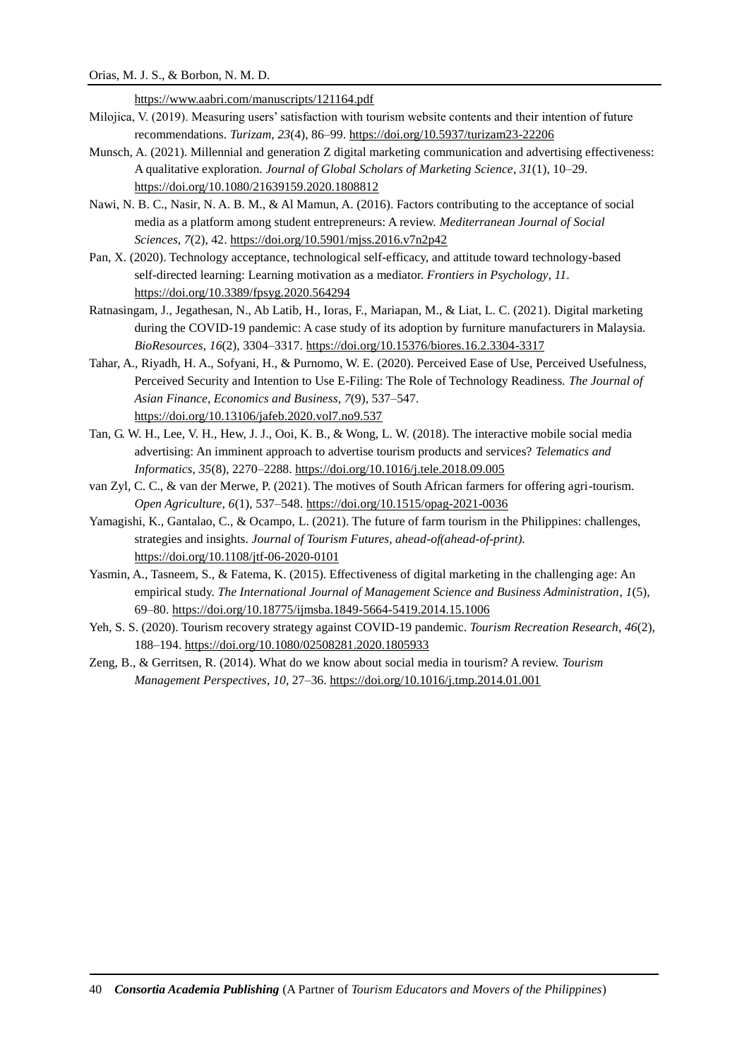https://www.aabri.com/manuscripts/121164.pdf

Milojica, V. (2019). Measuring users' satisfaction with tourism website contents and their intention of future recommendations. *Turizam*, *23*(4), 86–99. https://doi.org/10.5937/turizam23-22206

Munsch, A. (2021). Millennial and generation Z digital marketing communication and advertising effectiveness: A qualitative exploration. *Journal of Global Scholars of Marketing Science*, *31*(1), 10–29. https://doi.org/10.1080/21639159.2020.1808812

Nawi, N. B. C., Nasir, N. A. B. M., & Al Mamun, A. (2016). Factors contributing to the acceptance of social media as a platform among student entrepreneurs: A review. *Mediterranean Journal of Social Sciences*, *7*(2), 42. https://doi.org/10.5901/mjss.2016.v7n2p42

Pan, X. (2020). Technology acceptance, technological self-efficacy, and attitude toward technology-based self-directed learning: Learning motivation as a mediator. *Frontiers in Psychology*, *11*. https://doi.org/10.3389/fpsyg.2020.564294

Ratnasingam, J., Jegathesan, N., Ab Latib, H., Ioras, F., Mariapan, M., & Liat, L. C. (2021). Digital marketing during the COVID-19 pandemic: A case study of its adoption by furniture manufacturers in Malaysia. *BioResources*, *16*(2), 3304–3317. https://doi.org/10.15376/biores.16.2.3304-3317

Tahar, A., Riyadh, H. A., Sofyani, H., & Purnomo, W. E. (2020). Perceived Ease of Use, Perceived Usefulness, Perceived Security and Intention to Use E-Filing: The Role of Technology Readiness. *The Journal of Asian Finance, Economics and Business*, *7*(9), 537–547. https://doi.org/10.13106/jafeb.2020.vol7.no9.537

Tan, G. W. H., Lee, V. H., Hew, J. J., Ooi, K. B., & Wong, L. W. (2018). The interactive mobile social media advertising: An imminent approach to advertise tourism products and services? *Telematics and Informatics*, *35*(8), 2270–2288. https://doi.org/10.1016/j.tele.2018.09.005

van Zyl, C. C., & van der Merwe, P. (2021). The motives of South African farmers for offering agri-tourism. *Open Agriculture*, *6*(1), 537–548. https://doi.org/10.1515/opag-2021-0036

Yamagishi, K., Gantalao, C., & Ocampo, L. (2021). The future of farm tourism in the Philippines: challenges, strategies and insights. *Journal of Tourism Futures, ahead-of(ahead-of-print).* https://doi.org/10.1108/jtf-06-2020-0101

Yasmin, A., Tasneem, S., & Fatema, K. (2015). Effectiveness of digital marketing in the challenging age: An empirical study. *The International Journal of Management Science and Business Administration*, *1*(5), 69–80. https://doi.org/10.18775/ijmsba.1849-5664-5419.2014.15.1006

Yeh, S. S. (2020). Tourism recovery strategy against COVID-19 pandemic. *Tourism Recreation Research*, *46*(2), 188–194. https://doi.org/10.1080/02508281.2020.1805933

Zeng, B., & Gerritsen, R. (2014). What do we know about social media in tourism? A review. *Tourism Management Perspectives*, *10*, 27–36. https://doi.org/10.1016/j.tmp.2014.01.001